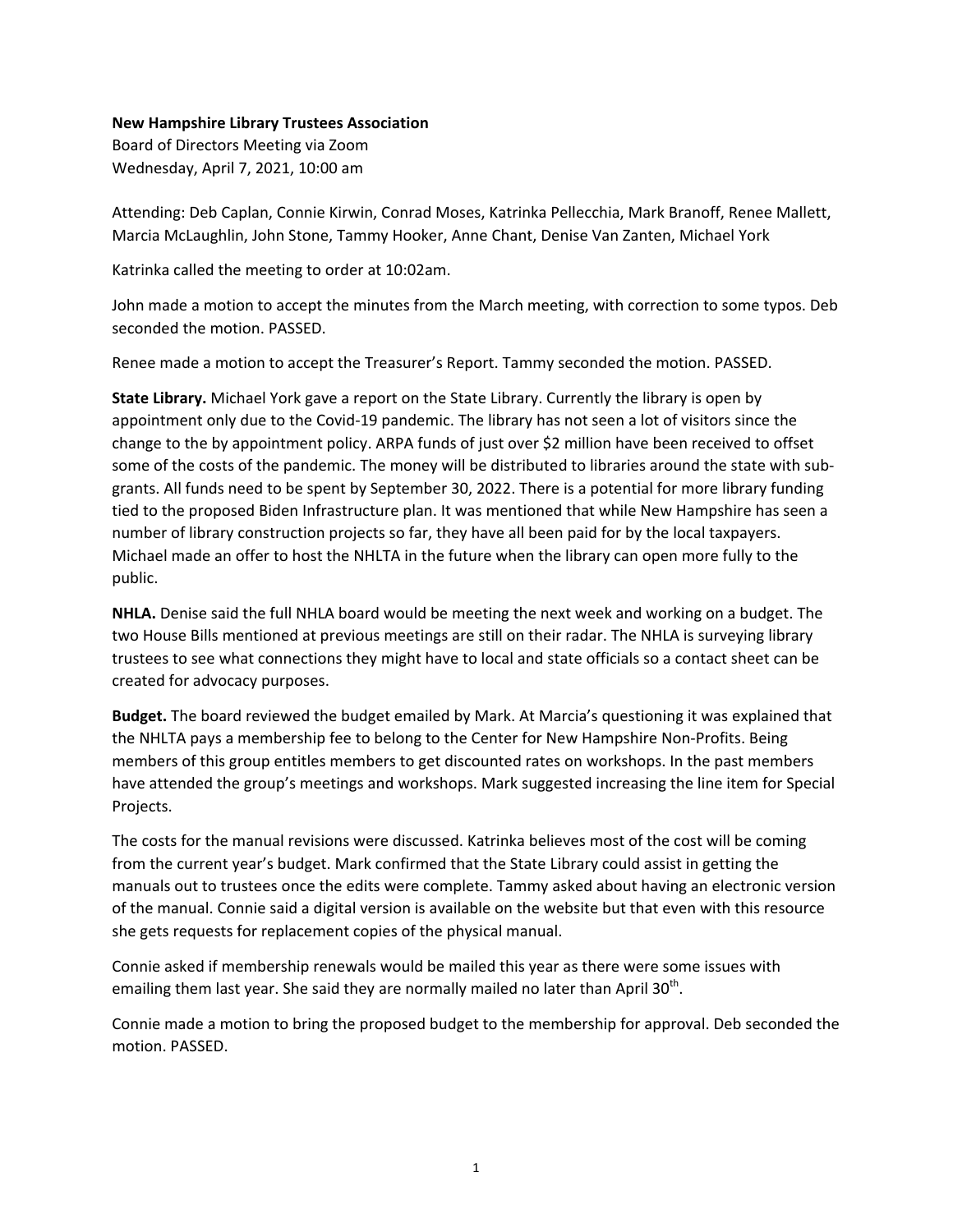**New Hampshire Library Trustees Association**

Board of Directors Meeting via Zoom
Wednesday, April 7, 2021, 10:00 am

Attending: Deb Caplan, Connie Kirwin, Conrad Moses, Katrinka Pellecchia, Mark Branoff, Renee Mallett, Marcia McLaughlin, John Stone, Tammy Hooker, Anne Chant, Denise Van Zanten, Michael York

Katrinka called the meeting to order at 10:02am.

John made a motion to accept the minutes from the March meeting, with correction to some typos. Deb seconded the motion. PASSED.

Renee made a motion to accept the Treasurer's Report. Tammy seconded the motion. PASSED.

**State Library.** Michael York gave a report on the State Library. Currently the library is open by appointment only due to the Covid-19 pandemic. The library has not seen a lot of visitors since the change to the by appointment policy. ARPA funds of just over $2 million have been received to offset some of the costs of the pandemic. The money will be distributed to libraries around the state with sub-grants. All funds need to be spent by September 30, 2022. There is a potential for more library funding tied to the proposed Biden Infrastructure plan. It was mentioned that while New Hampshire has seen a number of library construction projects so far, they have all been paid for by the local taxpayers. Michael made an offer to host the NHLTA in the future when the library can open more fully to the public.

**NHLA.** Denise said the full NHLA board would be meeting the next week and working on a budget. The two House Bills mentioned at previous meetings are still on their radar. The NHLA is surveying library trustees to see what connections they might have to local and state officials so a contact sheet can be created for advocacy purposes.

**Budget.** The board reviewed the budget emailed by Mark. At Marcia's questioning it was explained that the NHLTA pays a membership fee to belong to the Center for New Hampshire Non-Profits. Being members of this group entitles members to get discounted rates on workshops. In the past members have attended the group's meetings and workshops. Mark suggested increasing the line item for Special Projects.

The costs for the manual revisions were discussed. Katrinka believes most of the cost will be coming from the current year's budget. Mark confirmed that the State Library could assist in getting the manuals out to trustees once the edits were complete. Tammy asked about having an electronic version of the manual. Connie said a digital version is available on the website but that even with this resource she gets requests for replacement copies of the physical manual.

Connie asked if membership renewals would be mailed this year as there were some issues with emailing them last year. She said they are normally mailed no later than April 30th.

Connie made a motion to bring the proposed budget to the membership for approval. Deb seconded the motion. PASSED.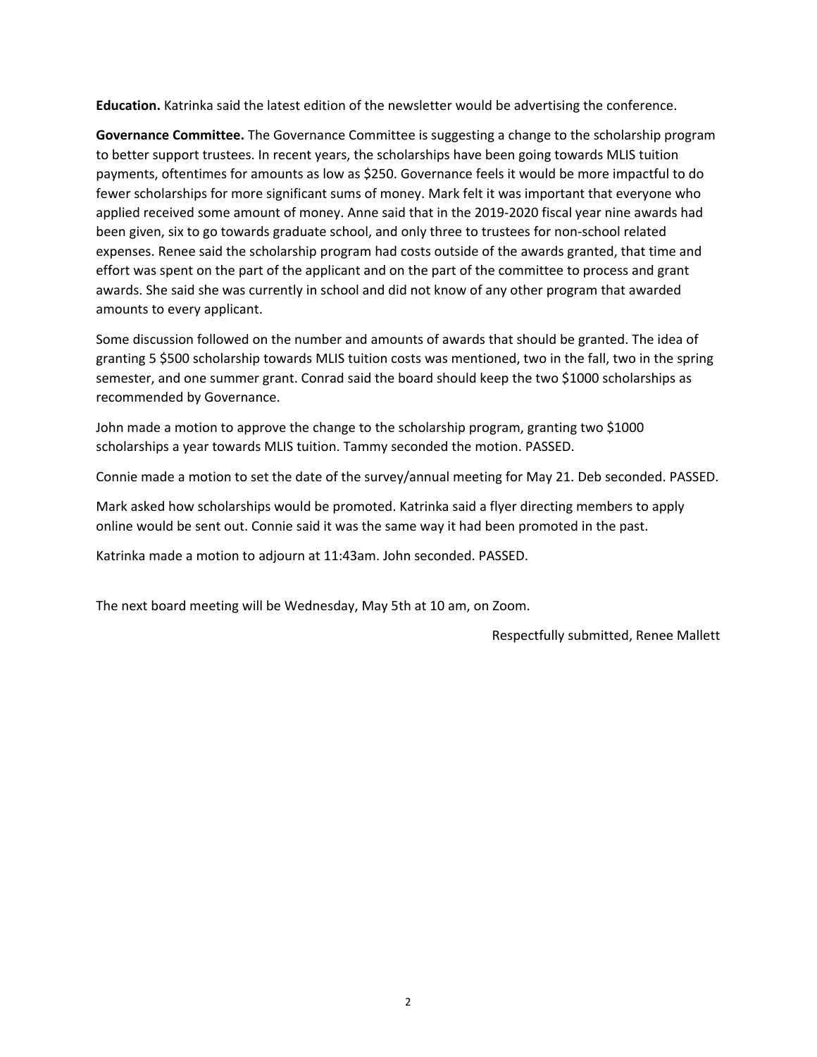**Education.** Katrinka said the latest edition of the newsletter would be advertising the conference.

**Governance Committee.** The Governance Committee is suggesting a change to the scholarship program to better support trustees. In recent years, the scholarships have been going towards MLIS tuition payments, oftentimes for amounts as low as $250. Governance feels it would be more impactful to do fewer scholarships for more significant sums of money. Mark felt it was important that everyone who applied received some amount of money. Anne said that in the 2019-2020 fiscal year nine awards had been given, six to go towards graduate school, and only three to trustees for non-school related expenses. Renee said the scholarship program had costs outside of the awards granted, that time and effort was spent on the part of the applicant and on the part of the committee to process and grant awards. She said she was currently in school and did not know of any other program that awarded amounts to every applicant.

Some discussion followed on the number and amounts of awards that should be granted. The idea of granting 5 $500 scholarship towards MLIS tuition costs was mentioned, two in the fall, two in the spring semester, and one summer grant. Conrad said the board should keep the two $1000 scholarships as recommended by Governance.

John made a motion to approve the change to the scholarship program, granting two $1000 scholarships a year towards MLIS tuition. Tammy seconded the motion. PASSED.

Connie made a motion to set the date of the survey/annual meeting for May 21. Deb seconded. PASSED.

Mark asked how scholarships would be promoted. Katrinka said a flyer directing members to apply online would be sent out. Connie said it was the same way it had been promoted in the past.

Katrinka made a motion to adjourn at 11:43am. John seconded. PASSED.

The next board meeting will be Wednesday, May 5th at 10 am, on Zoom.

Respectfully submitted, Renee Mallett